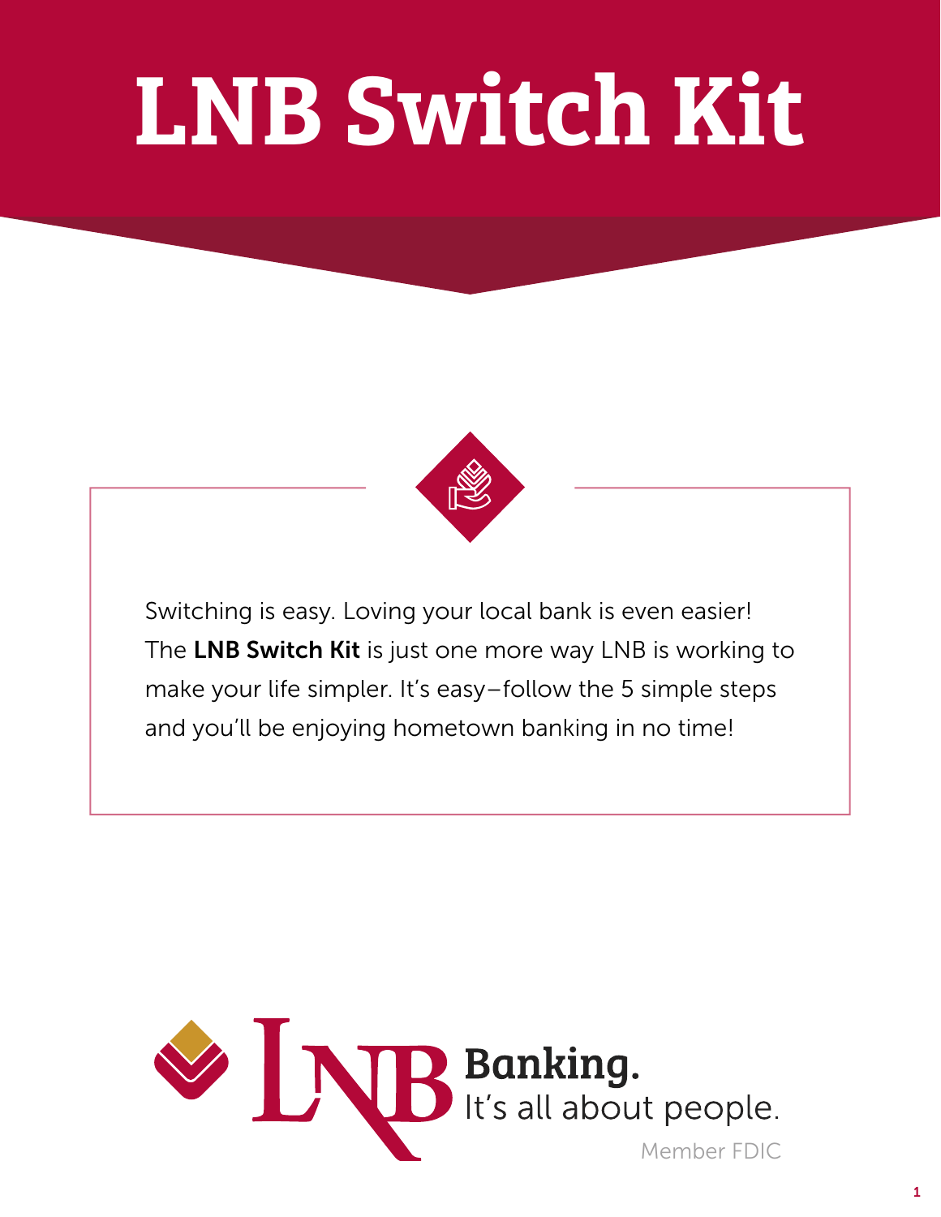# LNB Switch Kit

Switching is easy. Loving your local bank is even easier! The **LNB Switch Kit** is just one more way LNB is working to make your life simpler. It's easy–follow the 5 simple steps and you'll be enjoying hometown banking in no time!

LNB **Banking.** It's all about people.

Member FDIC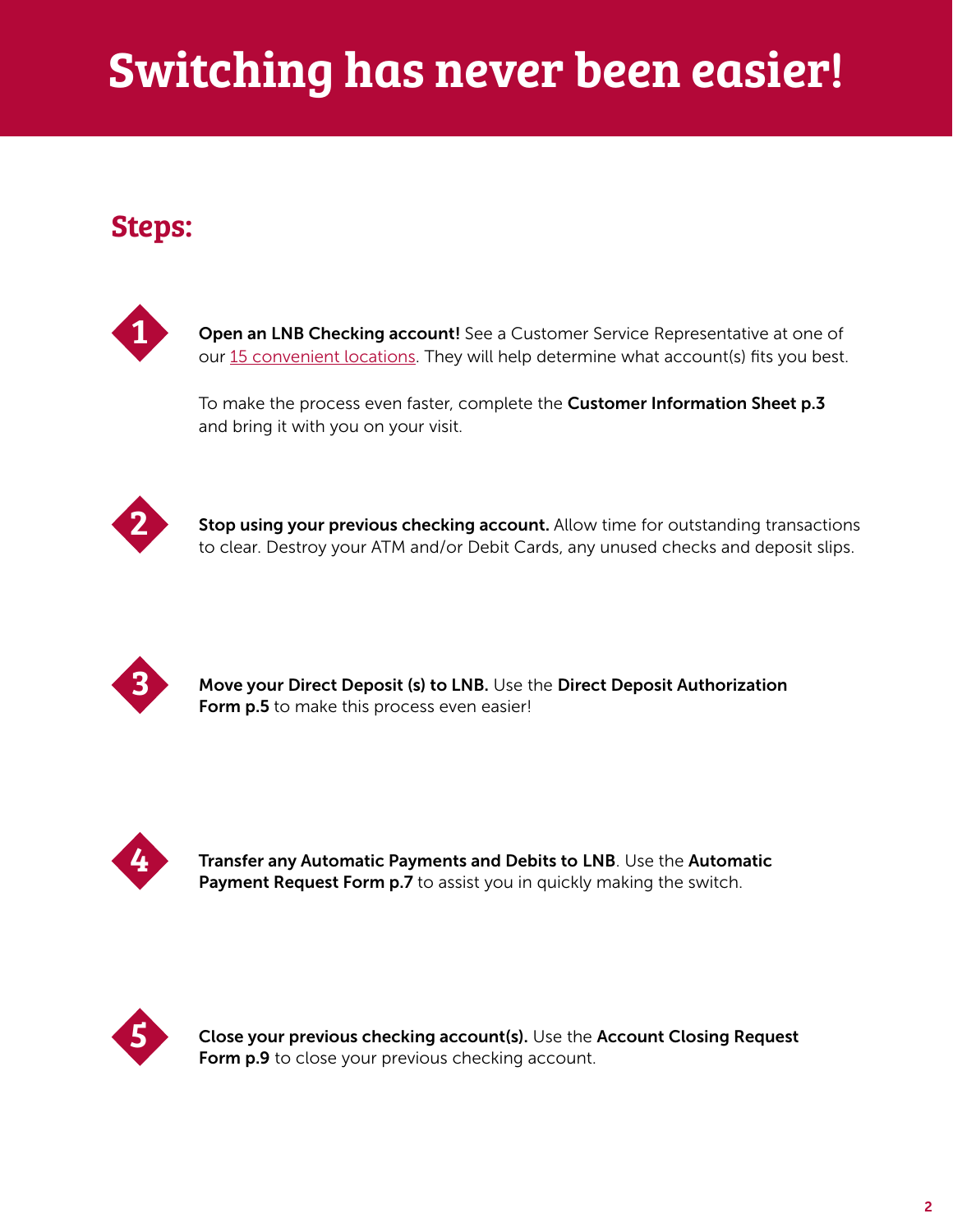# Switching has never been easier!

## Steps:

1. **Open an LNB Checking account!** See a Customer Service Representative at one of our 15 convenient locations. They will help determine what account(s) fits you best.

   To make the process even faster, complete the **Customer Information Sheet p.3** and bring it with you on your visit.

2. **Stop using your previous checking account.** Allow time for outstanding transactions to clear. Destroy your ATM and/or Debit Cards, any unused checks and deposit slips.

3. **Move your Direct Deposit (s) to LNB.** Use the **Direct Deposit Authorization Form p.5** to make this process even easier!

4. **Transfer any Automatic Payments and Debits to LNB**. Use the **Automatic Payment Request Form p.7** to assist you in quickly making the switch.

5. **Close your previous checking account(s).** Use the **Account Closing Request Form p.9** to close your previous checking account.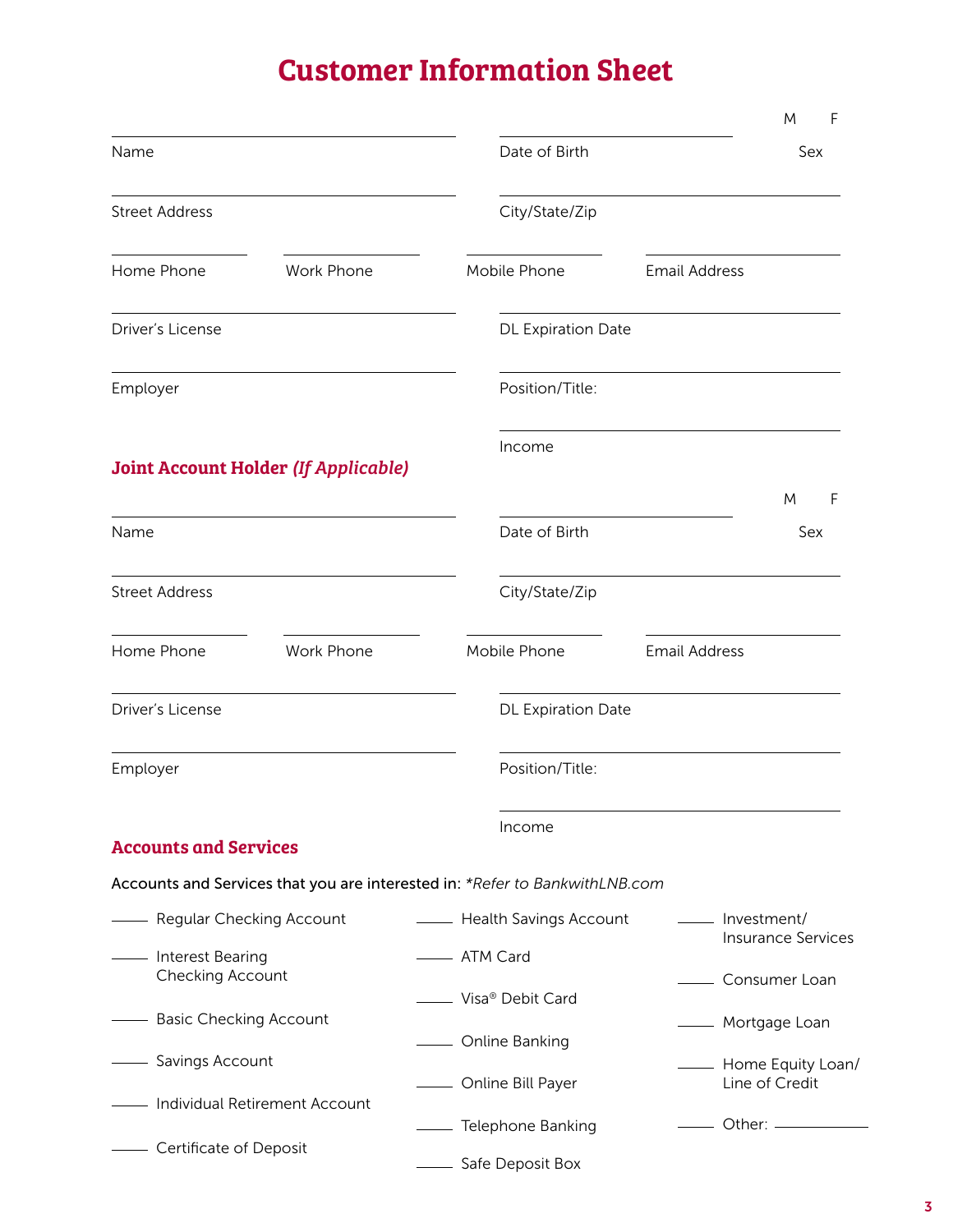# Customer Information Sheet

Name ____________________ Date of Birth ____________________ Sex M F

Street Address ____________________ City/State/Zip ____________________

Home Phone ____________ Work Phone ____________ Mobile Phone ____________ Email Address ____________

Driver's License ____________________ DL Expiration Date ____________________

Employer ____________________ Position/Title: ____________________

Income ____________________

## Joint Account Holder *(If Applicable)*

Name ____________________ Date of Birth ____________________ Sex M F

Street Address ____________________ City/State/Zip ____________________

Home Phone ____________ Work Phone ____________ Mobile Phone ____________ Email Address ____________

Driver's License ____________________ DL Expiration Date ____________________

Employer ____________________ Position/Title: ____________________

Income ____________________

## Accounts and Services

Accounts and Services that you are interested in: *\*Refer to BankwithLNB.com*

____ Regular Checking Account

____ Interest Bearing Checking Account

____ Basic Checking Account

____ Savings Account

____ Individual Retirement Account

____ Certificate of Deposit

____ Health Savings Account

____ ATM Card

____ Visa® Debit Card

____ Online Banking

____ Online Bill Payer

____ Telephone Banking

____ Safe Deposit Box

____ Investment/Insurance Services

____ Consumer Loan

____ Mortgage Loan

____ Home Equity Loan/Line of Credit

____ Other: ____________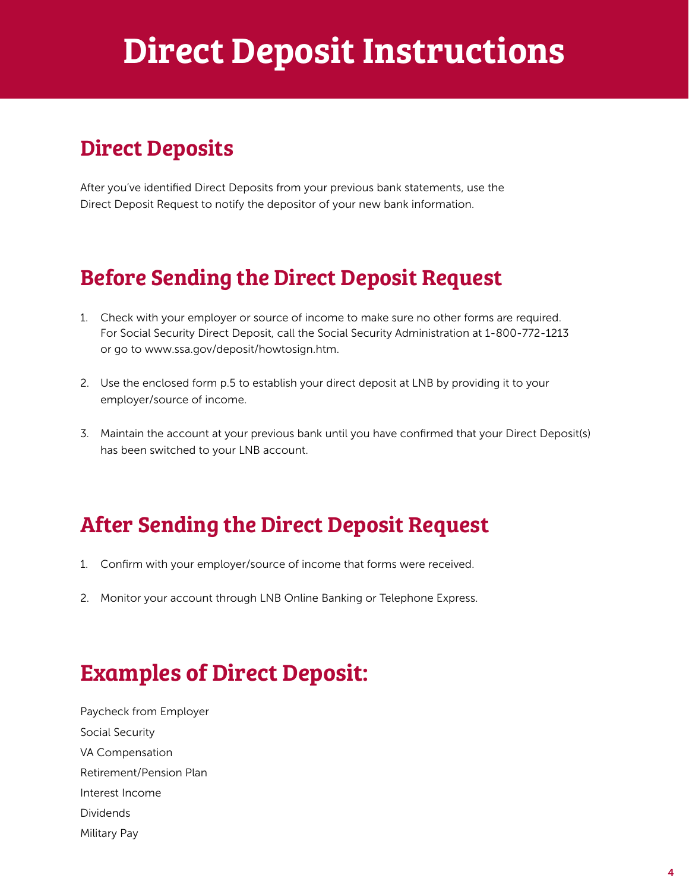# Direct Deposit Instructions

## Direct Deposits

After you've identified Direct Deposits from your previous bank statements, use the Direct Deposit Request to notify the depositor of your new bank information.

## Before Sending the Direct Deposit Request

1. Check with your employer or source of income to make sure no other forms are required. For Social Security Direct Deposit, call the Social Security Administration at 1-800-772-1213 or go to www.ssa.gov/deposit/howtosign.htm.
2. Use the enclosed form p.5 to establish your direct deposit at LNB by providing it to your employer/source of income.
3. Maintain the account at your previous bank until you have confirmed that your Direct Deposit(s) has been switched to your LNB account.

## After Sending the Direct Deposit Request

1. Confirm with your employer/source of income that forms were received.
2. Monitor your account through LNB Online Banking or Telephone Express.

## Examples of Direct Deposit:

Paycheck from Employer
Social Security
VA Compensation
Retirement/Pension Plan
Interest Income
Dividends
Military Pay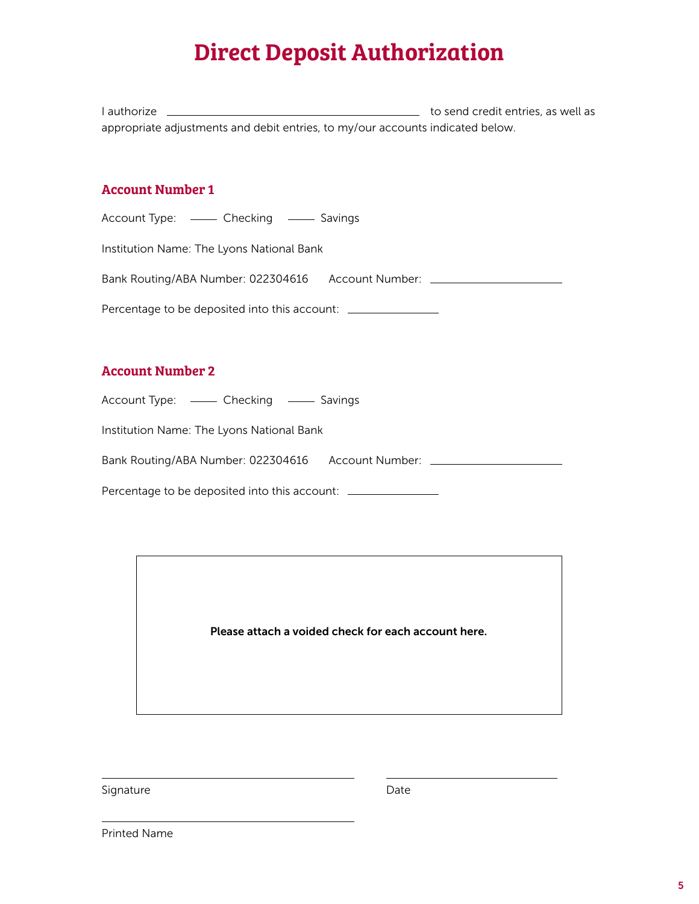# Direct Deposit Authorization

I authorize ______________________________ to send credit entries, as well as appropriate adjustments and debit entries, to my/our accounts indicated below.

## Account Number 1

Account Type: _____ Checking _____ Savings

Institution Name: The Lyons National Bank

Bank Routing/ABA Number: 022304616 Account Number: ____________________

Percentage to be deposited into this account: ______________

## Account Number 2

Account Type: _____ Checking _____ Savings

Institution Name: The Lyons National Bank

Bank Routing/ABA Number: 022304616 Account Number: ____________________

Percentage to be deposited into this account: ______________

**Please attach a voided check for each account here.**

______________________________ ______________________

Signature Date

______________________________

Printed Name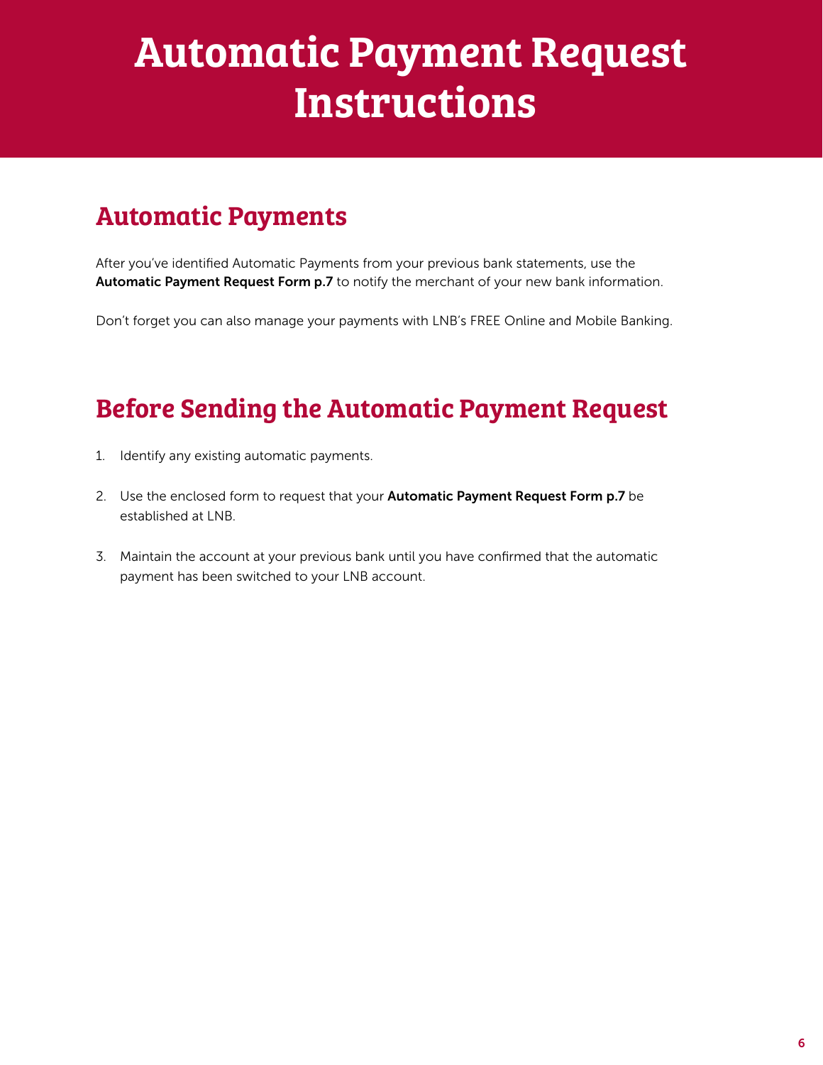# Automatic Payment Request Instructions

## Automatic Payments

After you've identified Automatic Payments from your previous bank statements, use the **Automatic Payment Request Form p.7** to notify the merchant of your new bank information.

Don't forget you can also manage your payments with LNB's FREE Online and Mobile Banking.

## Before Sending the Automatic Payment Request

1. Identify any existing automatic payments.
2. Use the enclosed form to request that your **Automatic Payment Request Form p.7** be established at LNB.
3. Maintain the account at your previous bank until you have confirmed that the automatic payment has been switched to your LNB account.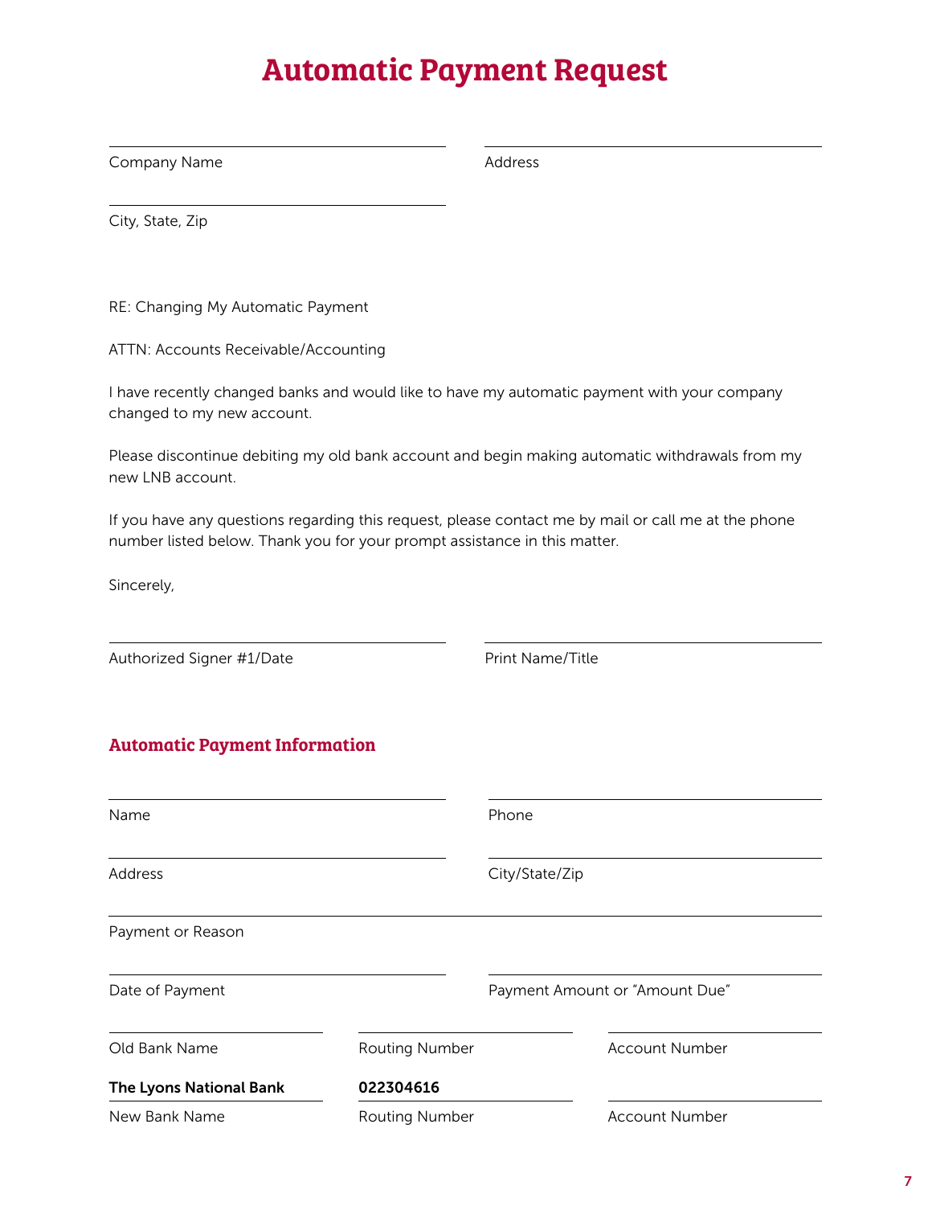# Automatic Payment Request

Company Name

Address

City, State, Zip

RE: Changing My Automatic Payment

ATTN: Accounts Receivable/Accounting

I have recently changed banks and would like to have my automatic payment with your company changed to my new account.

Please discontinue debiting my old bank account and begin making automatic withdrawals from my new LNB account.

If you have any questions regarding this request, please contact me by mail or call me at the phone number listed below. Thank you for your prompt assistance in this matter.

Sincerely,

Authorized Signer #1/Date

Print Name/Title

## Automatic Payment Information

Name

Phone

Address

City/State/Zip

Payment or Reason

Date of Payment

Payment Amount or "Amount Due"

| Old Bank Name | Routing Number | Account Number |
| --- | --- | --- |
| **The Lyons National Bank** | **022304616** | |
| New Bank Name | Routing Number | Account Number |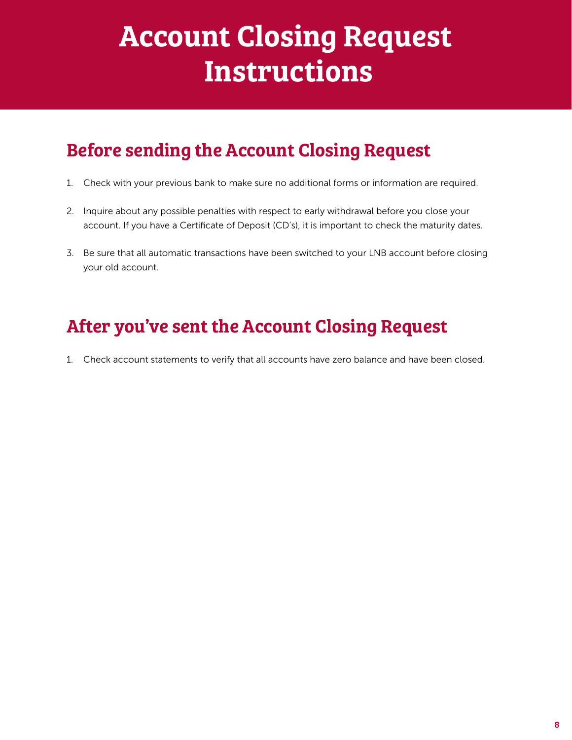# Account Closing Request Instructions

## Before sending the Account Closing Request

1. Check with your previous bank to make sure no additional forms or information are required.

2. Inquire about any possible penalties with respect to early withdrawal before you close your account. If you have a Certificate of Deposit (CD's), it is important to check the maturity dates.

3. Be sure that all automatic transactions have been switched to your LNB account before closing your old account.

## After you've sent the Account Closing Request

1. Check account statements to verify that all accounts have zero balance and have been closed.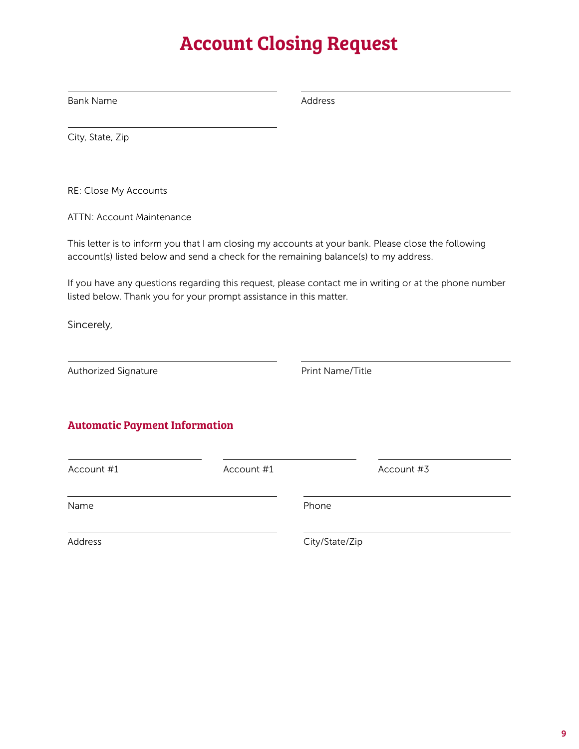# Account Closing Request

\_\_\_\_\_\_\_\_\_\_\_\_\_\_\_\_\_\_\_\_\_\_\_\_\_\_\_\_\_\_\_\_
Bank Name

\_\_\_\_\_\_\_\_\_\_\_\_\_\_\_\_\_\_\_\_\_\_\_\_\_\_\_\_\_\_\_\_
Address

\_\_\_\_\_\_\_\_\_\_\_\_\_\_\_\_\_\_\_\_\_\_\_\_\_\_\_\_\_\_\_\_
City, State, Zip

RE: Close My Accounts

ATTN: Account Maintenance

This letter is to inform you that I am closing my accounts at your bank. Please close the following account(s) listed below and send a check for the remaining balance(s) to my address.

If you have any questions regarding this request, please contact me in writing or at the phone number listed below. Thank you for your prompt assistance in this matter.

Sincerely,

\_\_\_\_\_\_\_\_\_\_\_\_\_\_\_\_\_\_\_\_\_\_\_\_\_\_\_\_\_\_\_\_
Authorized Signature

\_\_\_\_\_\_\_\_\_\_\_\_\_\_\_\_\_\_\_\_\_\_\_\_\_\_\_\_\_\_\_\_
Print Name/Title

## Automatic Payment Information

\_\_\_\_\_\_\_\_\_\_\_\_\_\_\_\_\_\_\_\_
Account #1

\_\_\_\_\_\_\_\_\_\_\_\_\_\_\_\_\_\_\_\_
Account #1

\_\_\_\_\_\_\_\_\_\_\_\_\_\_\_\_\_\_\_\_
Account #3

\_\_\_\_\_\_\_\_\_\_\_\_\_\_\_\_\_\_\_\_\_\_\_\_\_\_\_\_\_\_\_\_
Name

\_\_\_\_\_\_\_\_\_\_\_\_\_\_\_\_\_\_\_\_\_\_\_\_\_\_\_\_\_\_\_\_
Phone

\_\_\_\_\_\_\_\_\_\_\_\_\_\_\_\_\_\_\_\_\_\_\_\_\_\_\_\_\_\_\_\_
Address

\_\_\_\_\_\_\_\_\_\_\_\_\_\_\_\_\_\_\_\_\_\_\_\_\_\_\_\_\_\_\_\_
City/State/Zip